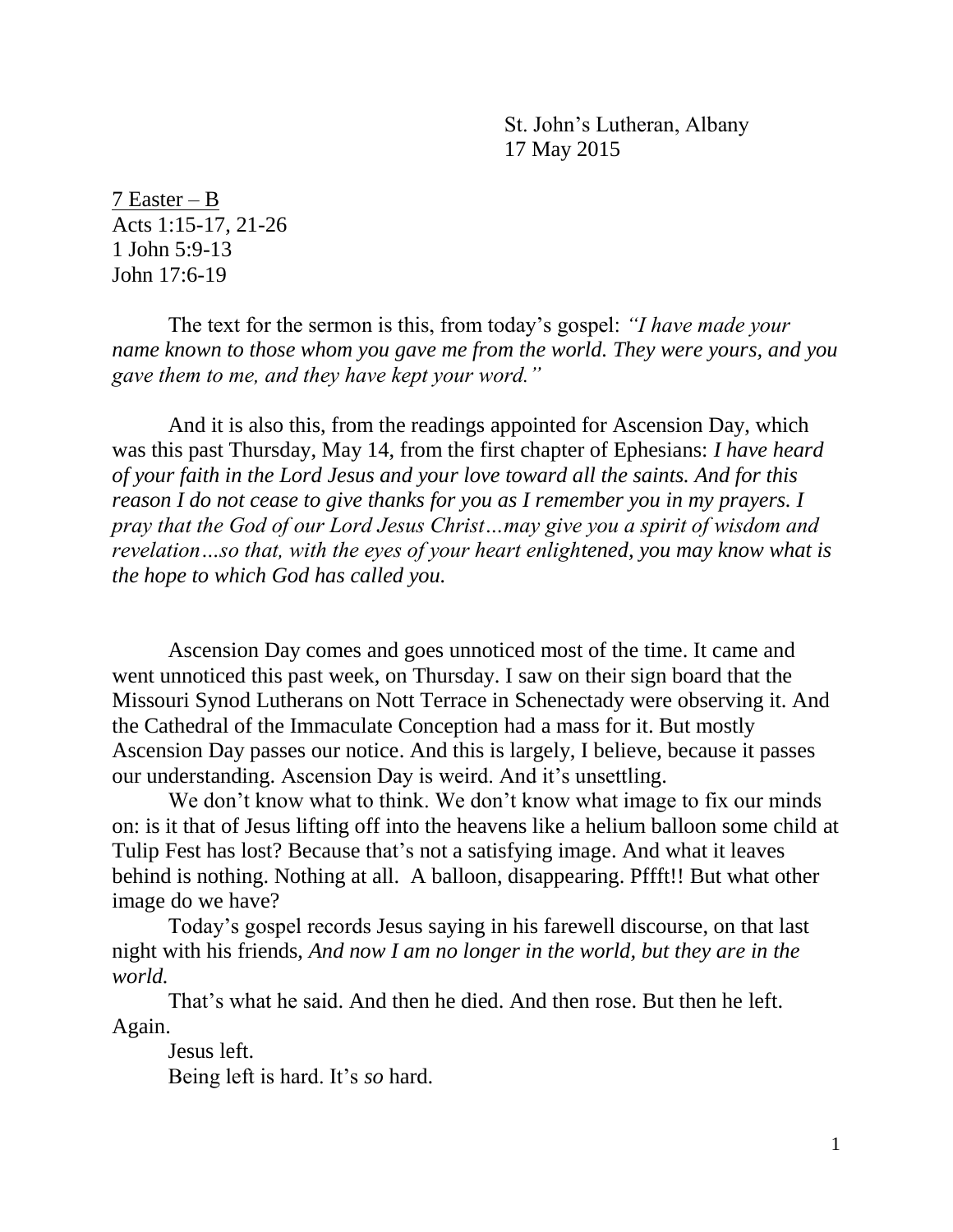St. John's Lutheran, Albany
17 May 2015

7 Easter – B
Acts 1:15-17, 21-26
1 John 5:9-13
John 17:6-19

The text for the sermon is this, from today's gospel: *"I have made your name known to those whom you gave me from the world. They were yours, and you gave them to me, and they have kept your word."*

And it is also this, from the readings appointed for Ascension Day, which was this past Thursday, May 14, from the first chapter of Ephesians: *I have heard of your faith in the Lord Jesus and your love toward all the saints. And for this reason I do not cease to give thanks for you as I remember you in my prayers. I pray that the God of our Lord Jesus Christ…may give you a spirit of wisdom and revelation…so that, with the eyes of your heart enlightened, you may know what is the hope to which God has called you.*

Ascension Day comes and goes unnoticed most of the time. It came and went unnoticed this past week, on Thursday. I saw on their sign board that the Missouri Synod Lutherans on Nott Terrace in Schenectady were observing it. And the Cathedral of the Immaculate Conception had a mass for it. But mostly Ascension Day passes our notice. And this is largely, I believe, because it passes our understanding. Ascension Day is weird. And it's unsettling.

We don't know what to think. We don't know what image to fix our minds on: is it that of Jesus lifting off into the heavens like a helium balloon some child at Tulip Fest has lost? Because that's not a satisfying image. And what it leaves behind is nothing. Nothing at all. A balloon, disappearing. Pffft!! But what other image do we have?

Today's gospel records Jesus saying in his farewell discourse, on that last night with his friends, *And now I am no longer in the world, but they are in the world.*

That's what he said. And then he died. And then rose. But then he left. Again.

Jesus left.

Being left is hard. It's *so* hard.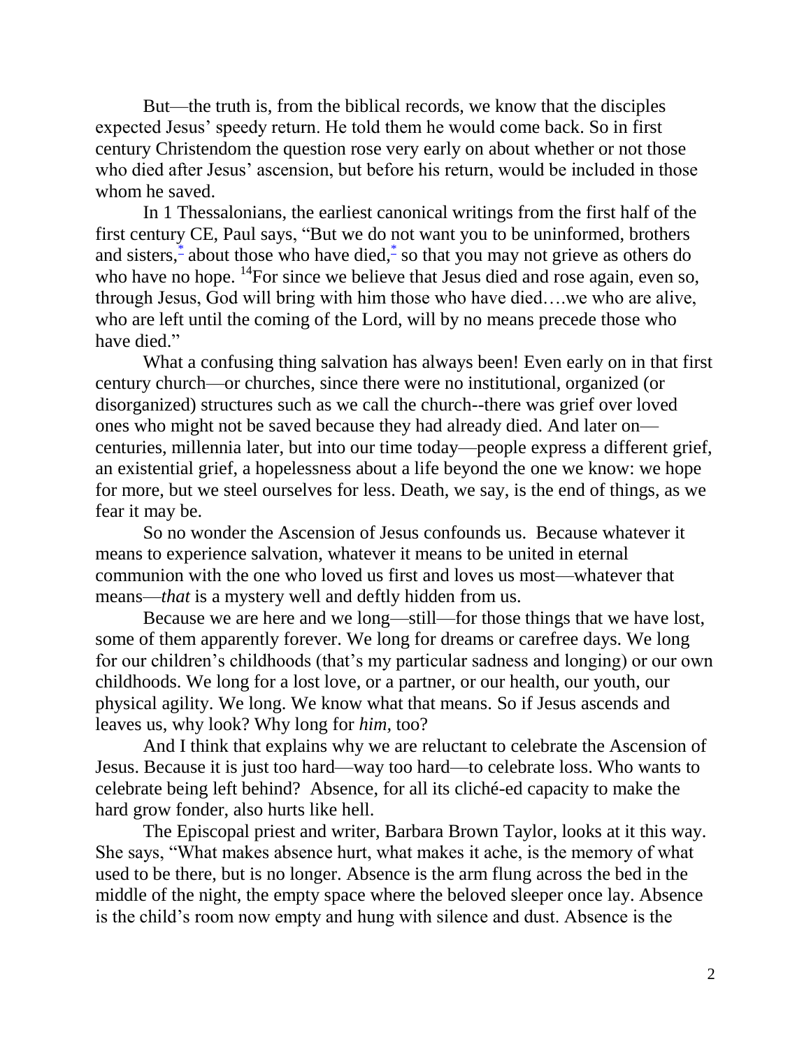But—the truth is, from the biblical records, we know that the disciples expected Jesus' speedy return. He told them he would come back. So in first century Christendom the question rose very early on about whether or not those who died after Jesus' ascension, but before his return, would be included in those whom he saved.

In 1 Thessalonians, the earliest canonical writings from the first half of the first century CE, Paul says, "But we do not want you to be uninformed, brothers and sisters,[*] about those who have died,[*] so that you may not grieve as others do who have no hope. [14]For since we believe that Jesus died and rose again, even so, through Jesus, God will bring with him those who have died….we who are alive, who are left until the coming of the Lord, will by no means precede those who have died."

What a confusing thing salvation has always been! Even early on in that first century church—or churches, since there were no institutional, organized (or disorganized) structures such as we call the church--there was grief over loved ones who might not be saved because they had already died. And later on—centuries, millennia later, but into our time today—people express a different grief, an existential grief, a hopelessness about a life beyond the one we know: we hope for more, but we steel ourselves for less. Death, we say, is the end of things, as we fear it may be.

So no wonder the Ascension of Jesus confounds us. Because whatever it means to experience salvation, whatever it means to be united in eternal communion with the one who loved us first and loves us most—whatever that means—*that* is a mystery well and deftly hidden from us.

Because we are here and we long—still—for those things that we have lost, some of them apparently forever. We long for dreams or carefree days. We long for our children's childhoods (that's my particular sadness and longing) or our own childhoods. We long for a lost love, or a partner, or our health, our youth, our physical agility. We long. We know what that means. So if Jesus ascends and leaves us, why look? Why long for *him*, too?

And I think that explains why we are reluctant to celebrate the Ascension of Jesus. Because it is just too hard—way too hard—to celebrate loss. Who wants to celebrate being left behind? Absence, for all its cliché-ed capacity to make the hard grow fonder, also hurts like hell.

The Episcopal priest and writer, Barbara Brown Taylor, looks at it this way. She says, "What makes absence hurt, what makes it ache, is the memory of what used to be there, but is no longer. Absence is the arm flung across the bed in the middle of the night, the empty space where the beloved sleeper once lay. Absence is the child's room now empty and hung with silence and dust. Absence is the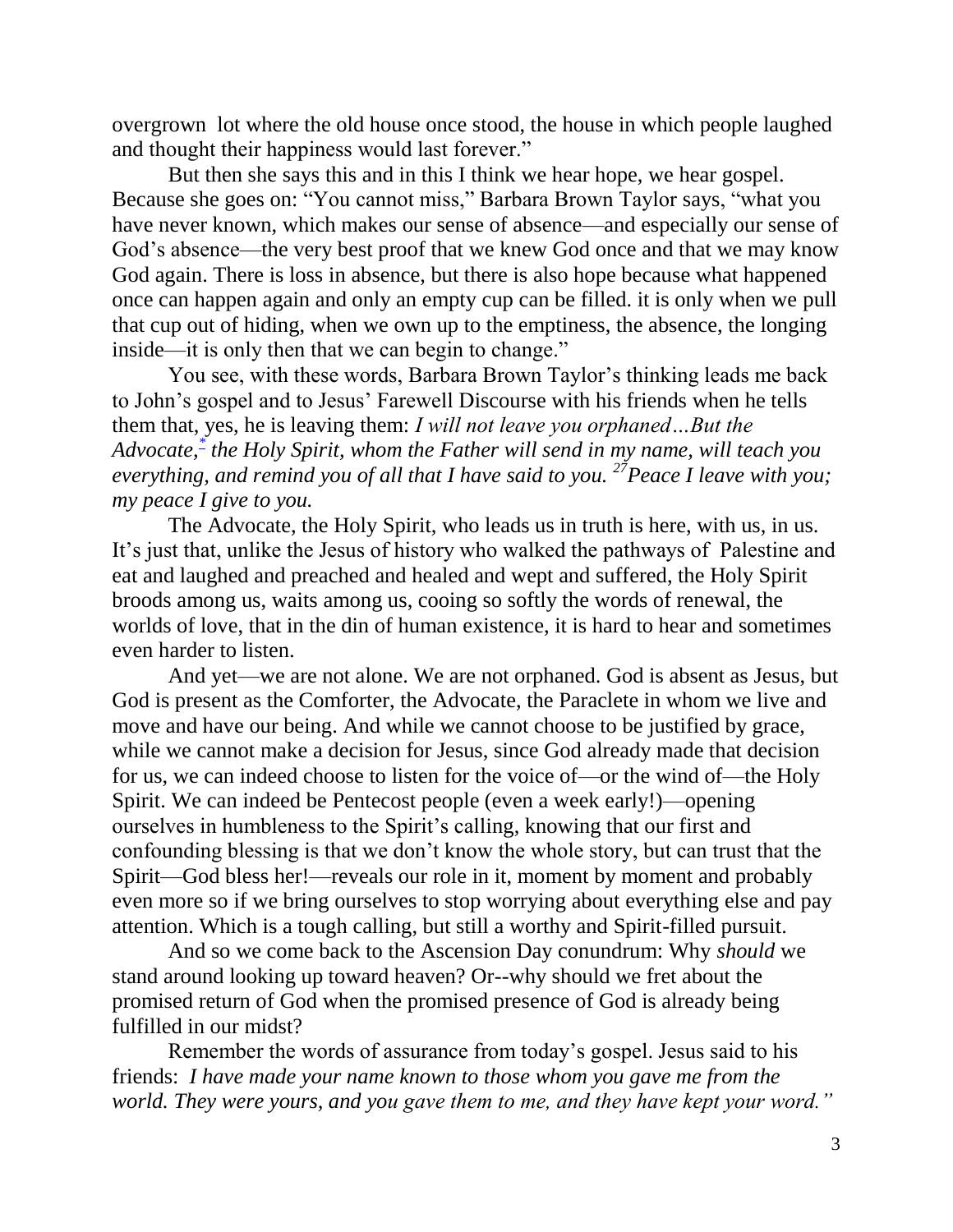overgrown lot where the old house once stood, the house in which people laughed and thought their happiness would last forever."

But then she says this and in this I think we hear hope, we hear gospel. Because she goes on: "You cannot miss," Barbara Brown Taylor says, "what you have never known, which makes our sense of absence—and especially our sense of God's absence—the very best proof that we knew God once and that we may know God again. There is loss in absence, but there is also hope because what happened once can happen again and only an empty cup can be filled. it is only when we pull that cup out of hiding, when we own up to the emptiness, the absence, the longing inside—it is only then that we can begin to change."

You see, with these words, Barbara Brown Taylor's thinking leads me back to John's gospel and to Jesus' Farewell Discourse with his friends when he tells them that, yes, he is leaving them: *I will not leave you orphaned…But the Advocate,* [*] *the Holy Spirit, whom the Father will send in my name, will teach you everything, and remind you of all that I have said to you.* [27] *Peace I leave with you; my peace I give to you.*

The Advocate, the Holy Spirit, who leads us in truth is here, with us, in us. It's just that, unlike the Jesus of history who walked the pathways of Palestine and eat and laughed and preached and healed and wept and suffered, the Holy Spirit broods among us, waits among us, cooing so softly the words of renewal, the worlds of love, that in the din of human existence, it is hard to hear and sometimes even harder to listen.

And yet—we are not alone. We are not orphaned. God is absent as Jesus, but God is present as the Comforter, the Advocate, the Paraclete in whom we live and move and have our being. And while we cannot choose to be justified by grace, while we cannot make a decision for Jesus, since God already made that decision for us, we can indeed choose to listen for the voice of—or the wind of—the Holy Spirit. We can indeed be Pentecost people (even a week early!)—opening ourselves in humbleness to the Spirit's calling, knowing that our first and confounding blessing is that we don't know the whole story, but can trust that the Spirit—God bless her!—reveals our role in it, moment by moment and probably even more so if we bring ourselves to stop worrying about everything else and pay attention. Which is a tough calling, but still a worthy and Spirit-filled pursuit.

And so we come back to the Ascension Day conundrum: Why *should* we stand around looking up toward heaven? Or--why should we fret about the promised return of God when the promised presence of God is already being fulfilled in our midst?

Remember the words of assurance from today's gospel. Jesus said to his friends: *I have made your name known to those whom you gave me from the world. They were yours, and you gave them to me, and they have kept your word."*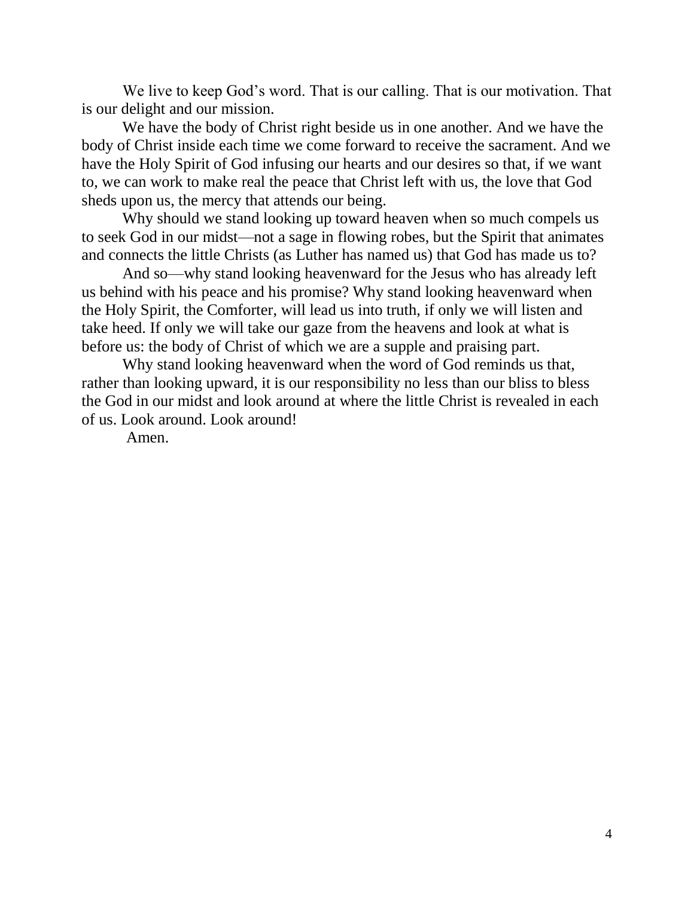We live to keep God’s word. That is our calling. That is our motivation. That is our delight and our mission.

We have the body of Christ right beside us in one another. And we have the body of Christ inside each time we come forward to receive the sacrament. And we have the Holy Spirit of God infusing our hearts and our desires so that, if we want to, we can work to make real the peace that Christ left with us, the love that God sheds upon us, the mercy that attends our being.

Why should we stand looking up toward heaven when so much compels us to seek God in our midst—not a sage in flowing robes, but the Spirit that animates and connects the little Christs (as Luther has named us) that God has made us to?

And so—why stand looking heavenward for the Jesus who has already left us behind with his peace and his promise? Why stand looking heavenward when the Holy Spirit, the Comforter, will lead us into truth, if only we will listen and take heed. If only we will take our gaze from the heavens and look at what is before us: the body of Christ of which we are a supple and praising part.

Why stand looking heavenward when the word of God reminds us that, rather than looking upward, it is our responsibility no less than our bliss to bless the God in our midst and look around at where the little Christ is revealed in each of us. Look around. Look around!

Amen.